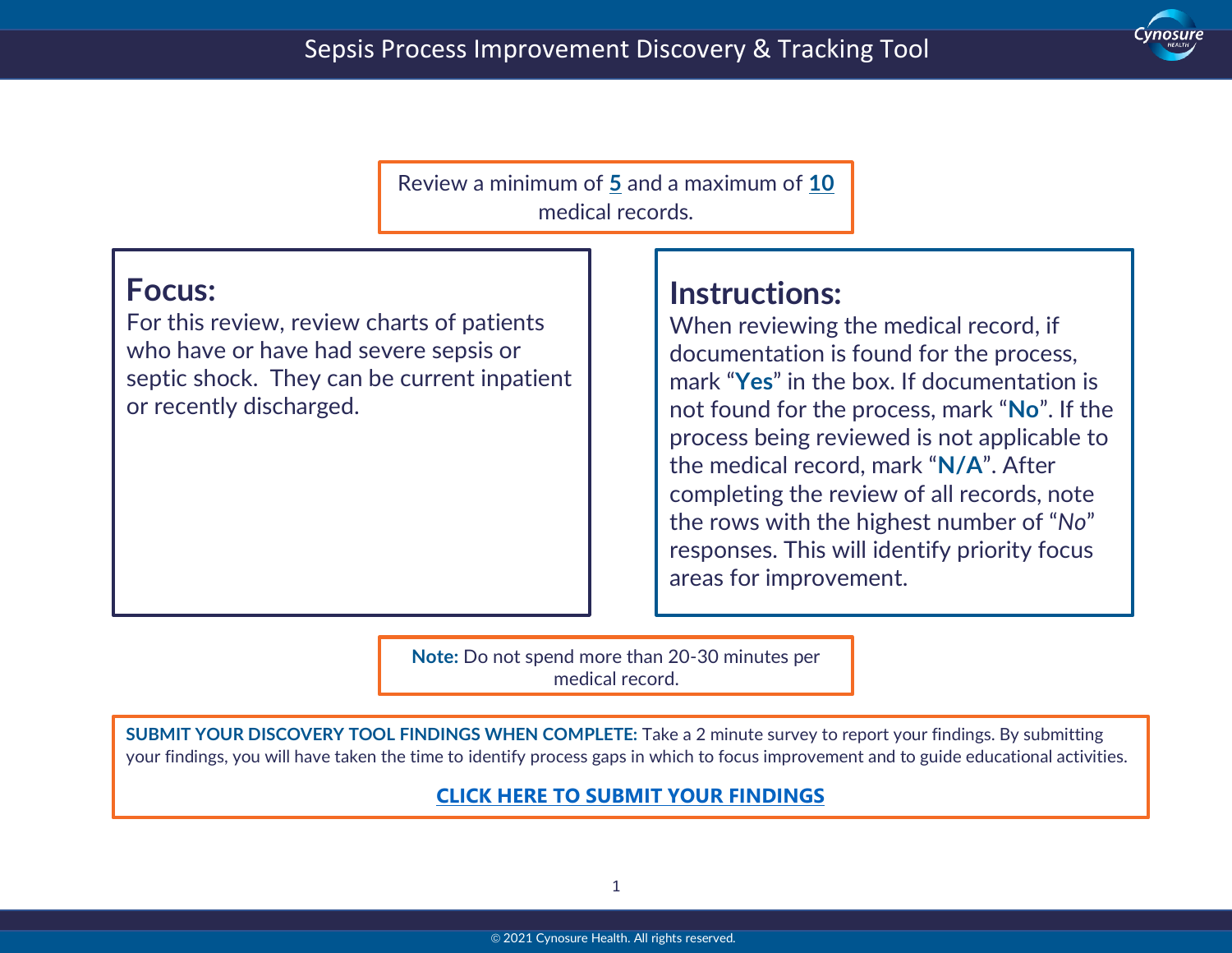# Sepsis Process Improvement Discovery & Tracking Tool

Review a minimum of **5** and a maximum of **10** medical records.

## Focus:

For this review, review charts of patients who have or have had severe sepsis or septic shock. They can be current inpatient or recently discharged.

## Instructions:

When reviewing the medical record, if documentation is found for the process, mark "**Yes**" in the box. If documentation is not found for the process, mark "**No**". If the process being reviewed is not applicable to the medical record, mark "**N/A**". After completing the review of all records, note the rows with the highest number of "*No*" responses. This will identify priority focus areas for improvement.

**Note:** Do not spend more than 20-30 minutes per medical record.

**SUBMIT YOUR DISCOVERY TOOL FINDINGS WHEN COMPLETE:** Take a 2 minute survey to report your findings. By submitting your findings, you will have taken the time to identify process gaps in which to focus improvement and to guide educational activities.

**CLICK HERE TO SUBMIT YOUR FINDINGS**

© 2021 Cynosure Health. All rights reserved.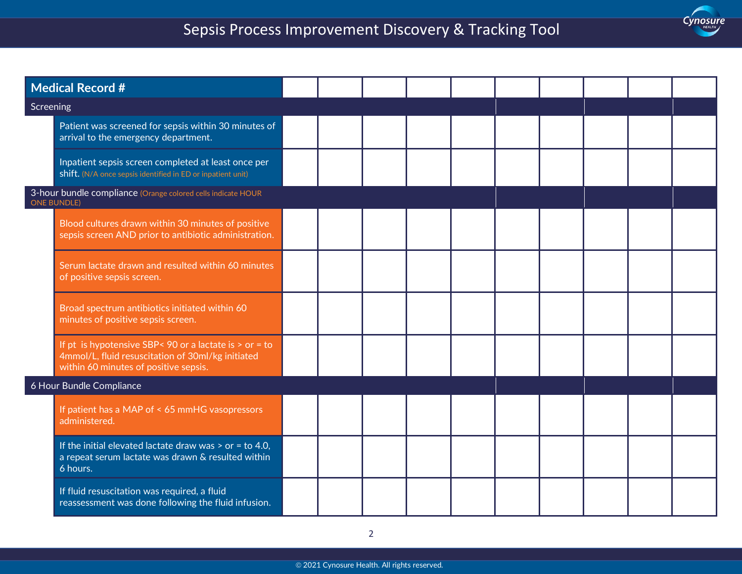# Sepsis Process Improvement Discovery & Tracking Tool

| Medical Record # | | | | | | | | | | |
|---|---|---|---|---|---|---|---|---|---|---|
| **Screening** | | | | | | | | | | |
| Patient was screened for sepsis within 30 minutes of arrival to the emergency department. | | | | | | | | | | |
| Inpatient sepsis screen completed at least once per shift. (N/A once sepsis identified in ED or inpatient unit) | | | | | | | | | | |
| **3-hour bundle compliance** (Orange colored cells indicate HOUR ONE BUNDLE) | | | | | | | | | | |
| Blood cultures drawn within 30 minutes of positive sepsis screen AND prior to antibiotic administration. | | | | | | | | | | |
| Serum lactate drawn and resulted within 60 minutes of positive sepsis screen. | | | | | | | | | | |
| Broad spectrum antibiotics initiated within 60 minutes of positive sepsis screen. | | | | | | | | | | |
| If pt is hypotensive SBP< 90 or a lactate is > or = to 4mmol/L, fluid resuscitation of 30ml/kg initiated within 60 minutes of positive sepsis. | | | | | | | | | | |
| **6 Hour Bundle Compliance** | | | | | | | | | | |
| If patient has a MAP of < 65 mmHG vasopressors administered. | | | | | | | | | | |
| If the initial elevated lactate draw was > or = to 4.0, a repeat serum lactate was drawn & resulted within 6 hours. | | | | | | | | | | |
| If fluid resuscitation was required, a fluid reassessment was done following the fluid infusion. | | | | | | | | | | |

© 2021 Cynosure Health. All rights reserved.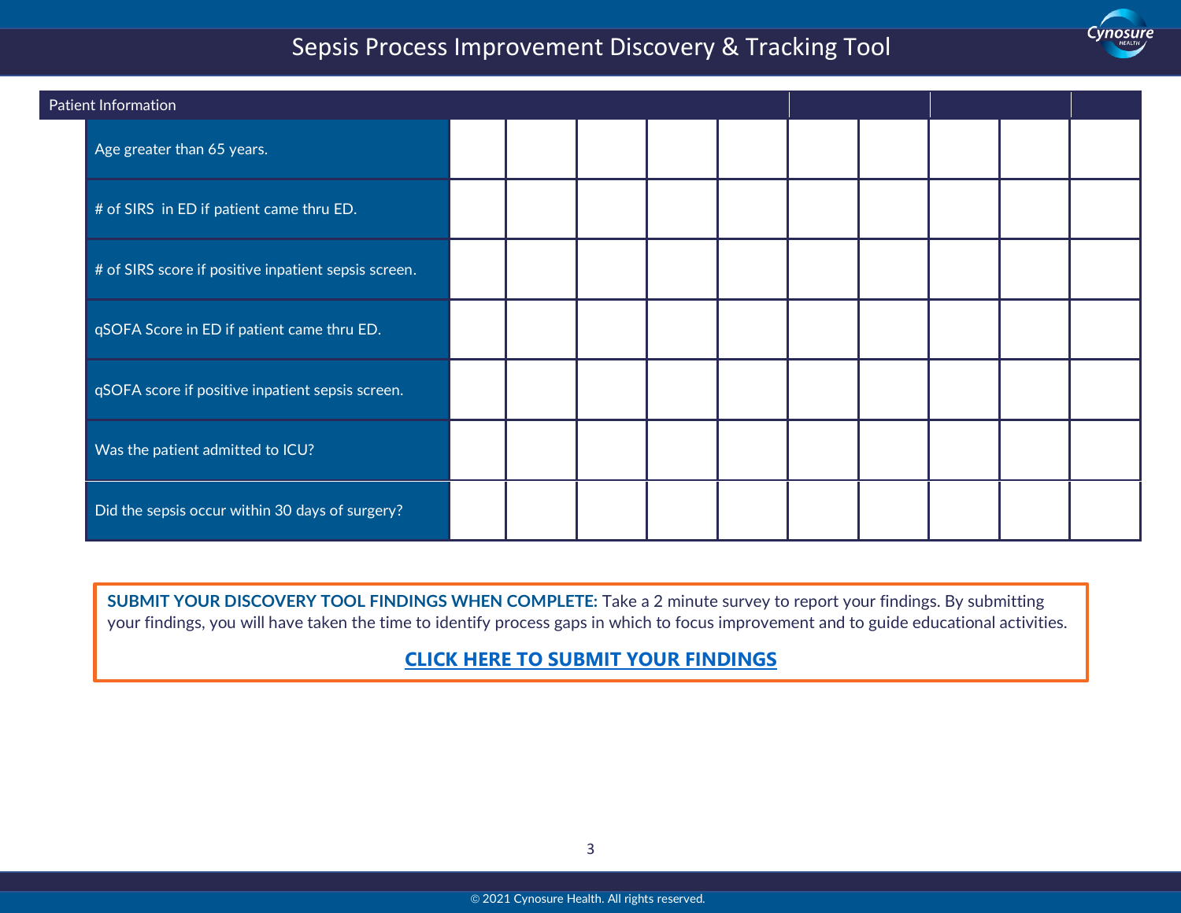# Sepsis Process Improvement Discovery & Tracking Tool

| Patient Information | | | | | | | | | | |
|---|---|---|---|---|---|---|---|---|---|---|
| Age greater than 65 years. | | | | | | | | | | |
| # of SIRS in ED if patient came thru ED. | | | | | | | | | | |
| # of SIRS score if positive inpatient sepsis screen. | | | | | | | | | | |
| qSOFA Score in ED if patient came thru ED. | | | | | | | | | | |
| qSOFA score if positive inpatient sepsis screen. | | | | | | | | | | |
| Was the patient admitted to ICU? | | | | | | | | | | |
| Did the sepsis occur within 30 days of surgery? | | | | | | | | | | |

**SUBMIT YOUR DISCOVERY TOOL FINDINGS WHEN COMPLETE:** Take a 2 minute survey to report your findings. By submitting your findings, you will have taken the time to identify process gaps in which to focus improvement and to guide educational activities.

**CLICK HERE TO SUBMIT YOUR FINDINGS**

© 2021 Cynosure Health. All rights reserved.